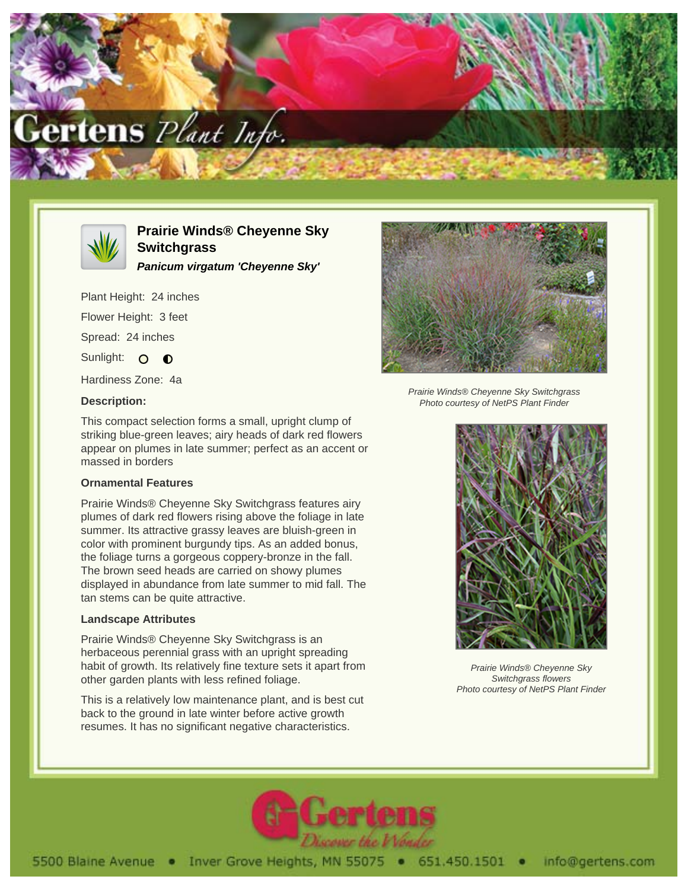# Prairie Winds® Cheyenne Sky Switchgrass

***Panicum virgatum 'Cheyenne Sky'***

Plant Height: 24 inches

Flower Height: 3 feet

Spread: 24 inches

Sunlight: ○ ◐

Hardiness Zone: 4a

### Description:

This compact selection forms a small, upright clump of striking blue-green leaves; airy heads of dark red flowers appear on plumes in late summer; perfect as an accent or massed in borders

### Ornamental Features

Prairie Winds® Cheyenne Sky Switchgrass features airy plumes of dark red flowers rising above the foliage in late summer. Its attractive grassy leaves are bluish-green in color with prominent burgundy tips. As an added bonus, the foliage turns a gorgeous coppery-bronze in the fall. The brown seed heads are carried on showy plumes displayed in abundance from late summer to mid fall. The tan stems can be quite attractive.

### Landscape Attributes

Prairie Winds® Cheyenne Sky Switchgrass is an herbaceous perennial grass with an upright spreading habit of growth. Its relatively fine texture sets it apart from other garden plants with less refined foliage.

This is a relatively low maintenance plant, and is best cut back to the ground in late winter before active growth resumes. It has no significant negative characteristics.

*Prairie Winds® Cheyenne Sky Switchgrass*
*Photo courtesy of NetPS Plant Finder*

*Prairie Winds® Cheyenne Sky Switchgrass flowers*
*Photo courtesy of NetPS Plant Finder*

Gertens — Discover the Wonder

5500 Blaine Avenue • Inver Grove Heights, MN 55075 • 651.450.1501 • info@gertens.com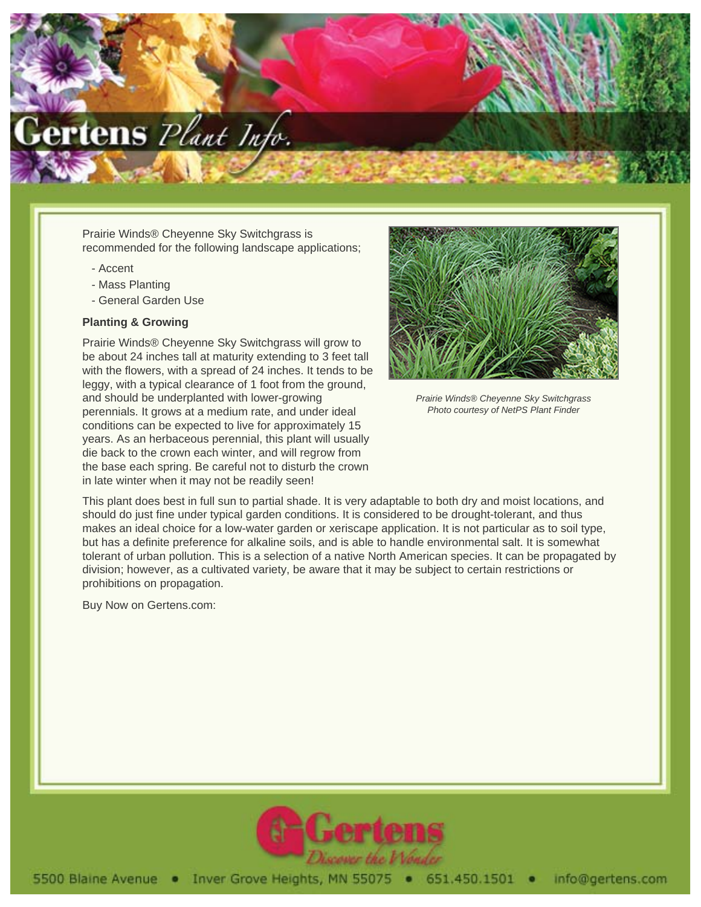Prairie Winds® Cheyenne Sky Switchgrass is recommended for the following landscape applications;

- Accent
- Mass Planting
- General Garden Use

**Planting & Growing**

Prairie Winds® Cheyenne Sky Switchgrass will grow to be about 24 inches tall at maturity extending to 3 feet tall with the flowers, with a spread of 24 inches. It tends to be leggy, with a typical clearance of 1 foot from the ground, and should be underplanted with lower-growing perennials. It grows at a medium rate, and under ideal conditions can be expected to live for approximately 15 years. As an herbaceous perennial, this plant will usually die back to the crown each winter, and will regrow from the base each spring. Be careful not to disturb the crown in late winter when it may not be readily seen!

*Prairie Winds® Cheyenne Sky Switchgrass*
*Photo courtesy of NetPS Plant Finder*

This plant does best in full sun to partial shade. It is very adaptable to both dry and moist locations, and should do just fine under typical garden conditions. It is considered to be drought-tolerant, and thus makes an ideal choice for a low-water garden or xeriscape application. It is not particular as to soil type, but has a definite preference for alkaline soils, and is able to handle environmental salt. It is somewhat tolerant of urban pollution. This is a selection of a native North American species. It can be propagated by division; however, as a cultivated variety, be aware that it may be subject to certain restrictions or prohibitions on propagation.

Buy Now on Gertens.com: